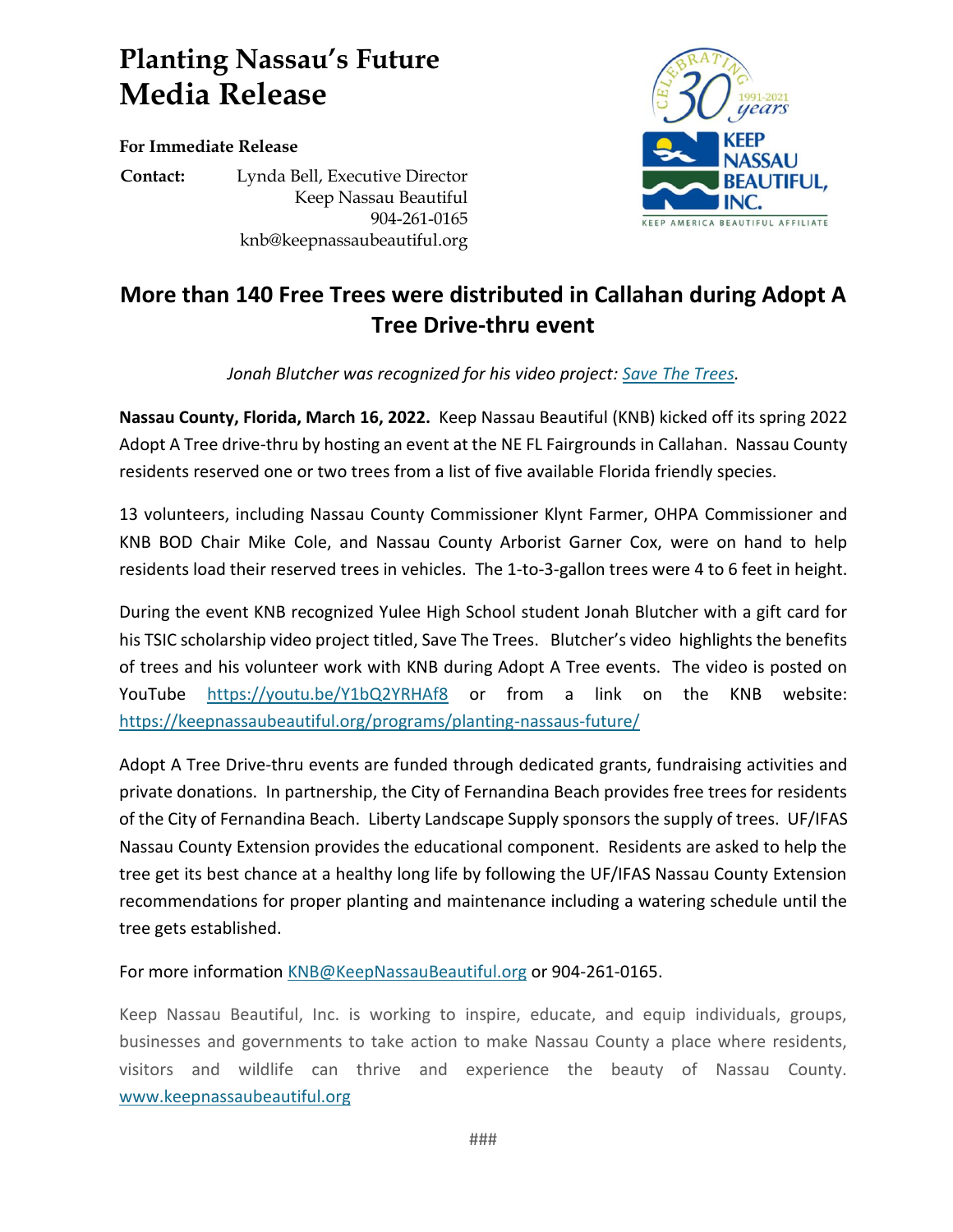# Planting Nassau's Future
# Media Release

**For Immediate Release**

**Contact:** Lynda Bell, Executive Director
Keep Nassau Beautiful
904-261-0165
knb@keepnassaubeautiful.org

## More than 140 Free Trees were distributed in Callahan during Adopt A Tree Drive-thru event

*Jonah Blutcher was recognized for his video project: [Save The Trees](https://youtu.be/Y1bQ2YRHAf8).*

**Nassau County, Florida, March 16, 2022.** Keep Nassau Beautiful (KNB) kicked off its spring 2022 Adopt A Tree drive-thru by hosting an event at the NE FL Fairgrounds in Callahan. Nassau County residents reserved one or two trees from a list of five available Florida friendly species.

13 volunteers, including Nassau County Commissioner Klynt Farmer, OHPA Commissioner and KNB BOD Chair Mike Cole, and Nassau County Arborist Garner Cox, were on hand to help residents load their reserved trees in vehicles. The 1-to-3-gallon trees were 4 to 6 feet in height.

During the event KNB recognized Yulee High School student Jonah Blutcher with a gift card for his TSIC scholarship video project titled, Save The Trees. Blutcher's video highlights the benefits of trees and his volunteer work with KNB during Adopt A Tree events. The video is posted on YouTube https://youtu.be/Y1bQ2YRHAf8 or from a link on the KNB website: https://keepnassaubeautiful.org/programs/planting-nassaus-future/

Adopt A Tree Drive-thru events are funded through dedicated grants, fundraising activities and private donations. In partnership, the City of Fernandina Beach provides free trees for residents of the City of Fernandina Beach. Liberty Landscape Supply sponsors the supply of trees. UF/IFAS Nassau County Extension provides the educational component. Residents are asked to help the tree get its best chance at a healthy long life by following the UF/IFAS Nassau County Extension recommendations for proper planting and maintenance including a watering schedule until the tree gets established.

For more information KNB@KeepNassauBeautiful.org or 904-261-0165.

Keep Nassau Beautiful, Inc. is working to inspire, educate, and equip individuals, groups, businesses and governments to take action to make Nassau County a place where residents, visitors and wildlife can thrive and experience the beauty of Nassau County. www.keepnassaubeautiful.org

###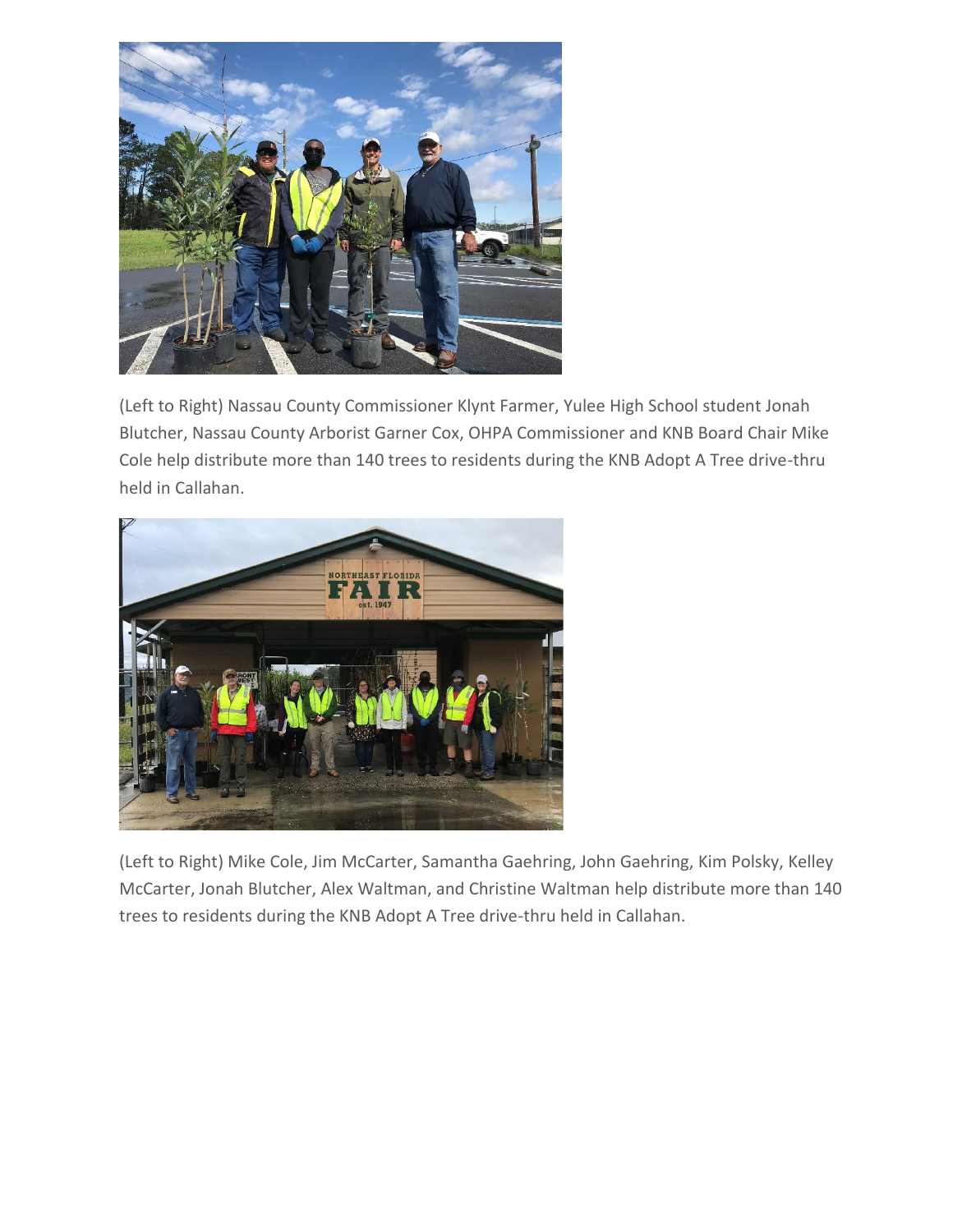(Left to Right) Nassau County Commissioner Klynt Farmer, Yulee High School student Jonah Blutcher, Nassau County Arborist Garner Cox, OHPA Commissioner and KNB Board Chair Mike Cole help distribute more than 140 trees to residents during the KNB Adopt A Tree drive-thru held in Callahan.

(Left to Right) Mike Cole, Jim McCarter, Samantha Gaehring, John Gaehring, Kim Polsky, Kelley McCarter, Jonah Blutcher, Alex Waltman, and Christine Waltman help distribute more than 140 trees to residents during the KNB Adopt A Tree drive-thru held in Callahan.